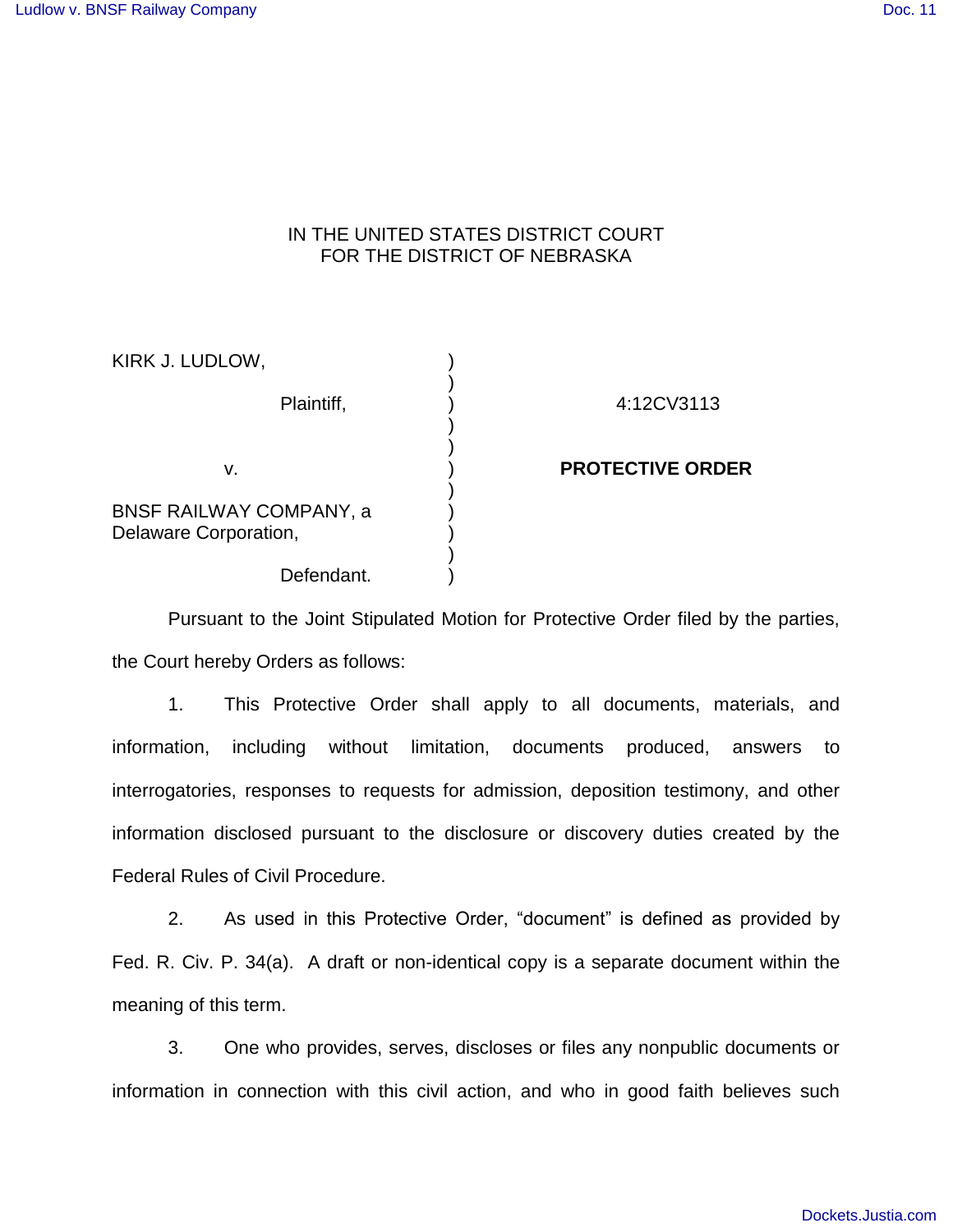IN THE UNITED STATES DISTRICT COURT
FOR THE DISTRICT OF NEBRASKA

| | | |
|---|---|---|
| KIRK J. LUDLOW, Plaintiff, | ) | 4:12CV3113 |
| v. | ) | **PROTECTIVE ORDER** |
| BNSF RAILWAY COMPANY, a Delaware Corporation, Defendant. | ) | |

Pursuant to the Joint Stipulated Motion for Protective Order filed by the parties, the Court hereby Orders as follows:

1. This Protective Order shall apply to all documents, materials, and information, including without limitation, documents produced, answers to interrogatories, responses to requests for admission, deposition testimony, and other information disclosed pursuant to the disclosure or discovery duties created by the Federal Rules of Civil Procedure.

2. As used in this Protective Order, "document" is defined as provided by Fed. R. Civ. P. 34(a). A draft or non-identical copy is a separate document within the meaning of this term.

3. One who provides, serves, discloses or files any nonpublic documents or information in connection with this civil action, and who in good faith believes such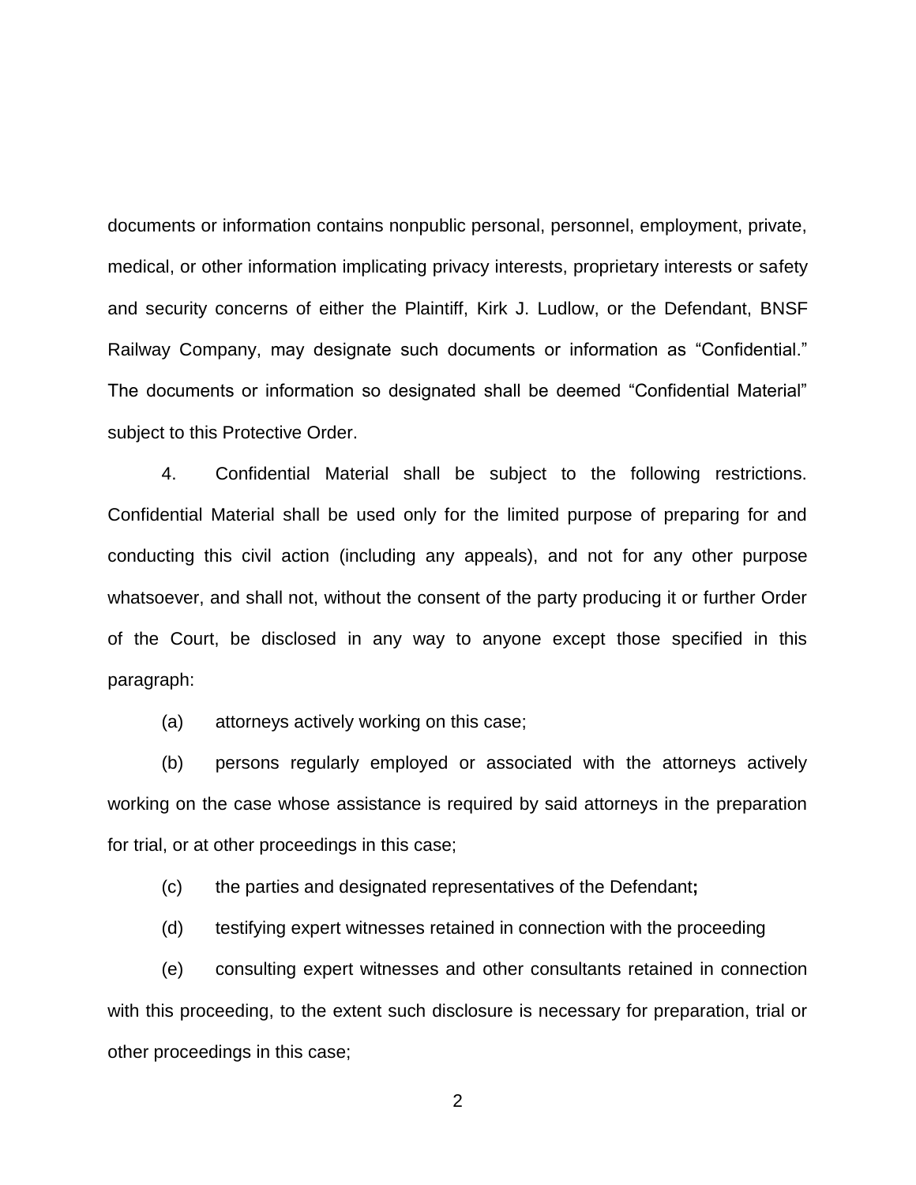documents or information contains nonpublic personal, personnel, employment, private, medical, or other information implicating privacy interests, proprietary interests or safety and security concerns of either the Plaintiff, Kirk J. Ludlow, or the Defendant, BNSF Railway Company, may designate such documents or information as "Confidential." The documents or information so designated shall be deemed "Confidential Material" subject to this Protective Order.

4. Confidential Material shall be subject to the following restrictions. Confidential Material shall be used only for the limited purpose of preparing for and conducting this civil action (including any appeals), and not for any other purpose whatsoever, and shall not, without the consent of the party producing it or further Order of the Court, be disclosed in any way to anyone except those specified in this paragraph:

(a) attorneys actively working on this case;

(b) persons regularly employed or associated with the attorneys actively working on the case whose assistance is required by said attorneys in the preparation for trial, or at other proceedings in this case;

(c) the parties and designated representatives of the Defendant**;**

(d) testifying expert witnesses retained in connection with the proceeding

(e) consulting expert witnesses and other consultants retained in connection with this proceeding, to the extent such disclosure is necessary for preparation, trial or other proceedings in this case;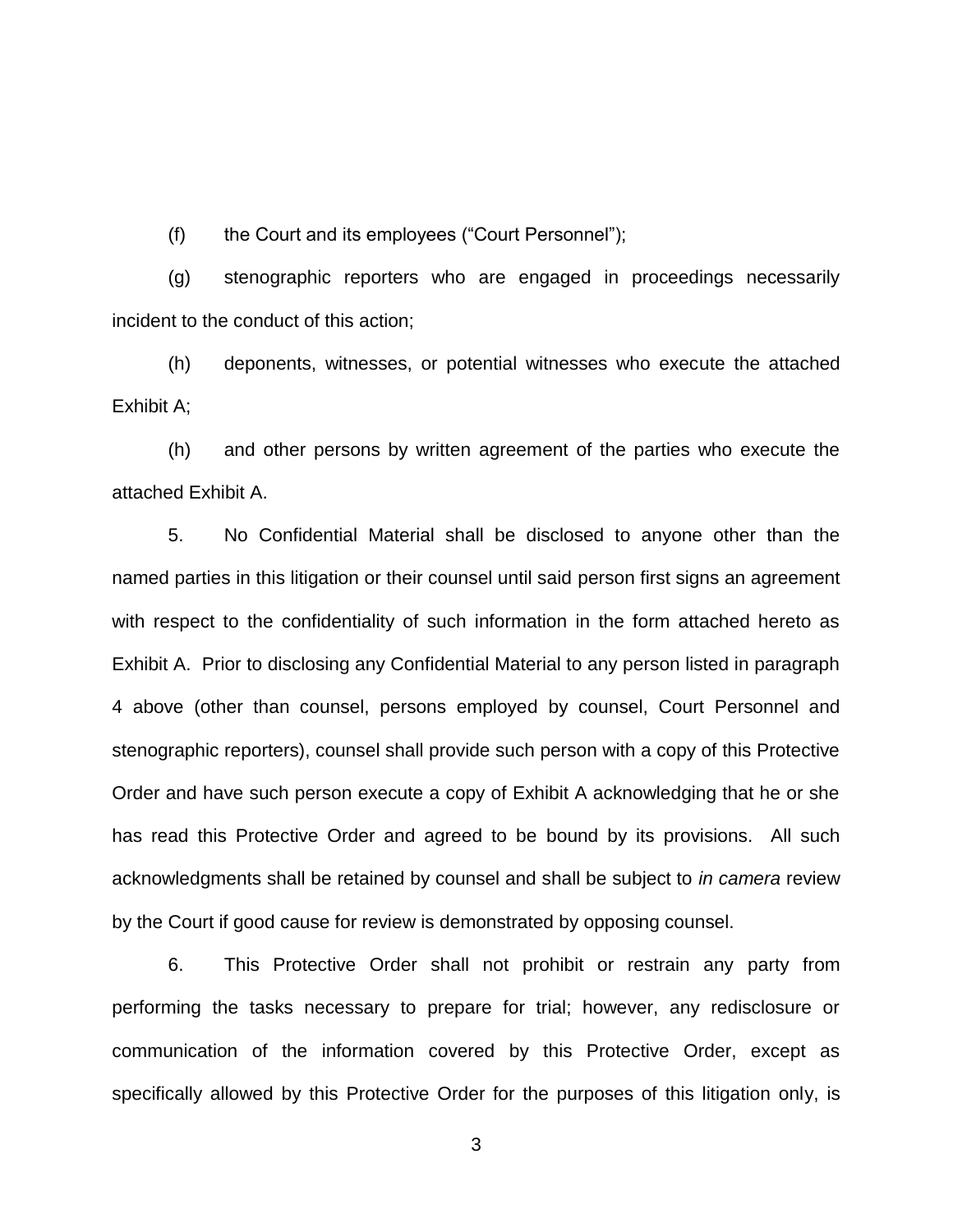(f) the Court and its employees (“Court Personnel”);

(g) stenographic reporters who are engaged in proceedings necessarily incident to the conduct of this action;

(h) deponents, witnesses, or potential witnesses who execute the attached Exhibit A;

(h) and other persons by written agreement of the parties who execute the attached Exhibit A.

5. No Confidential Material shall be disclosed to anyone other than the named parties in this litigation or their counsel until said person first signs an agreement with respect to the confidentiality of such information in the form attached hereto as Exhibit A. Prior to disclosing any Confidential Material to any person listed in paragraph 4 above (other than counsel, persons employed by counsel, Court Personnel and stenographic reporters), counsel shall provide such person with a copy of this Protective Order and have such person execute a copy of Exhibit A acknowledging that he or she has read this Protective Order and agreed to be bound by its provisions. All such acknowledgments shall be retained by counsel and shall be subject to *in camera* review by the Court if good cause for review is demonstrated by opposing counsel.

6. This Protective Order shall not prohibit or restrain any party from performing the tasks necessary to prepare for trial; however, any redisclosure or communication of the information covered by this Protective Order, except as specifically allowed by this Protective Order for the purposes of this litigation only, is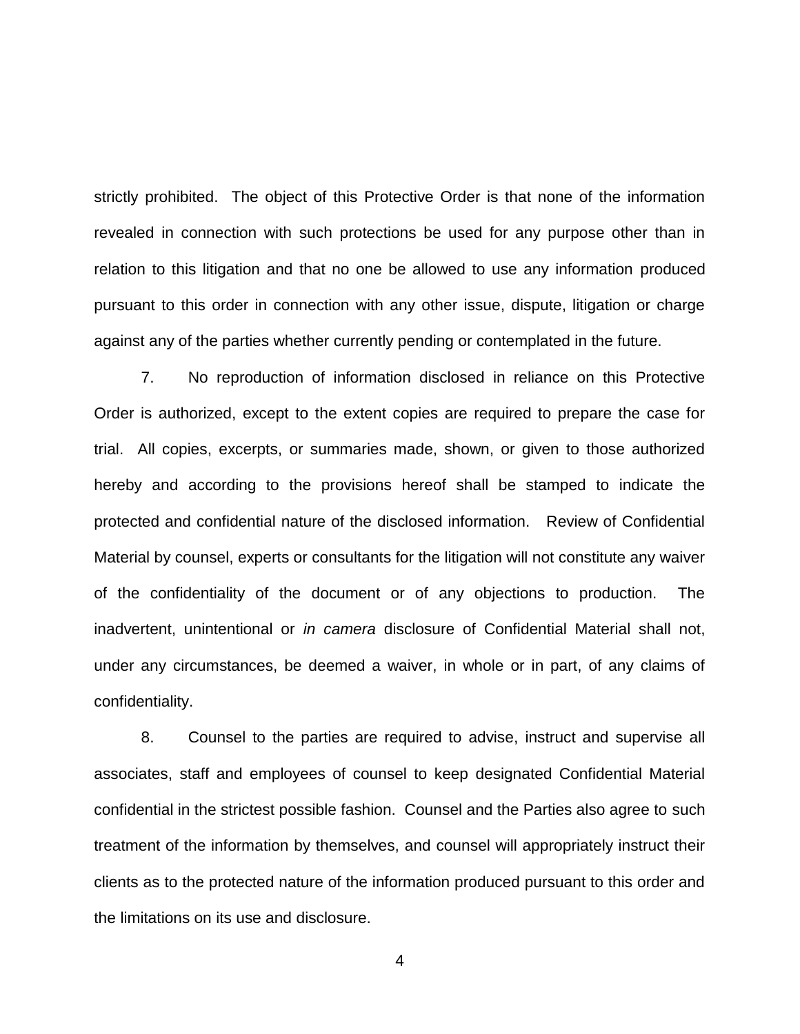strictly prohibited. The object of this Protective Order is that none of the information revealed in connection with such protections be used for any purpose other than in relation to this litigation and that no one be allowed to use any information produced pursuant to this order in connection with any other issue, dispute, litigation or charge against any of the parties whether currently pending or contemplated in the future.

7. No reproduction of information disclosed in reliance on this Protective Order is authorized, except to the extent copies are required to prepare the case for trial. All copies, excerpts, or summaries made, shown, or given to those authorized hereby and according to the provisions hereof shall be stamped to indicate the protected and confidential nature of the disclosed information. Review of Confidential Material by counsel, experts or consultants for the litigation will not constitute any waiver of the confidentiality of the document or of any objections to production. The inadvertent, unintentional or *in camera* disclosure of Confidential Material shall not, under any circumstances, be deemed a waiver, in whole or in part, of any claims of confidentiality.

8. Counsel to the parties are required to advise, instruct and supervise all associates, staff and employees of counsel to keep designated Confidential Material confidential in the strictest possible fashion. Counsel and the Parties also agree to such treatment of the information by themselves, and counsel will appropriately instruct their clients as to the protected nature of the information produced pursuant to this order and the limitations on its use and disclosure.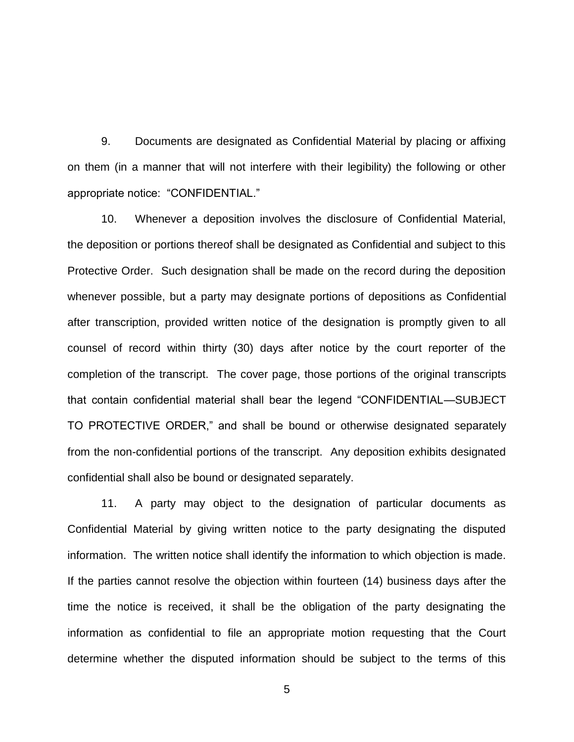9. Documents are designated as Confidential Material by placing or affixing on them (in a manner that will not interfere with their legibility) the following or other appropriate notice: "CONFIDENTIAL."

10. Whenever a deposition involves the disclosure of Confidential Material, the deposition or portions thereof shall be designated as Confidential and subject to this Protective Order. Such designation shall be made on the record during the deposition whenever possible, but a party may designate portions of depositions as Confidential after transcription, provided written notice of the designation is promptly given to all counsel of record within thirty (30) days after notice by the court reporter of the completion of the transcript. The cover page, those portions of the original transcripts that contain confidential material shall bear the legend "CONFIDENTIAL—SUBJECT TO PROTECTIVE ORDER," and shall be bound or otherwise designated separately from the non-confidential portions of the transcript. Any deposition exhibits designated confidential shall also be bound or designated separately.

11. A party may object to the designation of particular documents as Confidential Material by giving written notice to the party designating the disputed information. The written notice shall identify the information to which objection is made. If the parties cannot resolve the objection within fourteen (14) business days after the time the notice is received, it shall be the obligation of the party designating the information as confidential to file an appropriate motion requesting that the Court determine whether the disputed information should be subject to the terms of this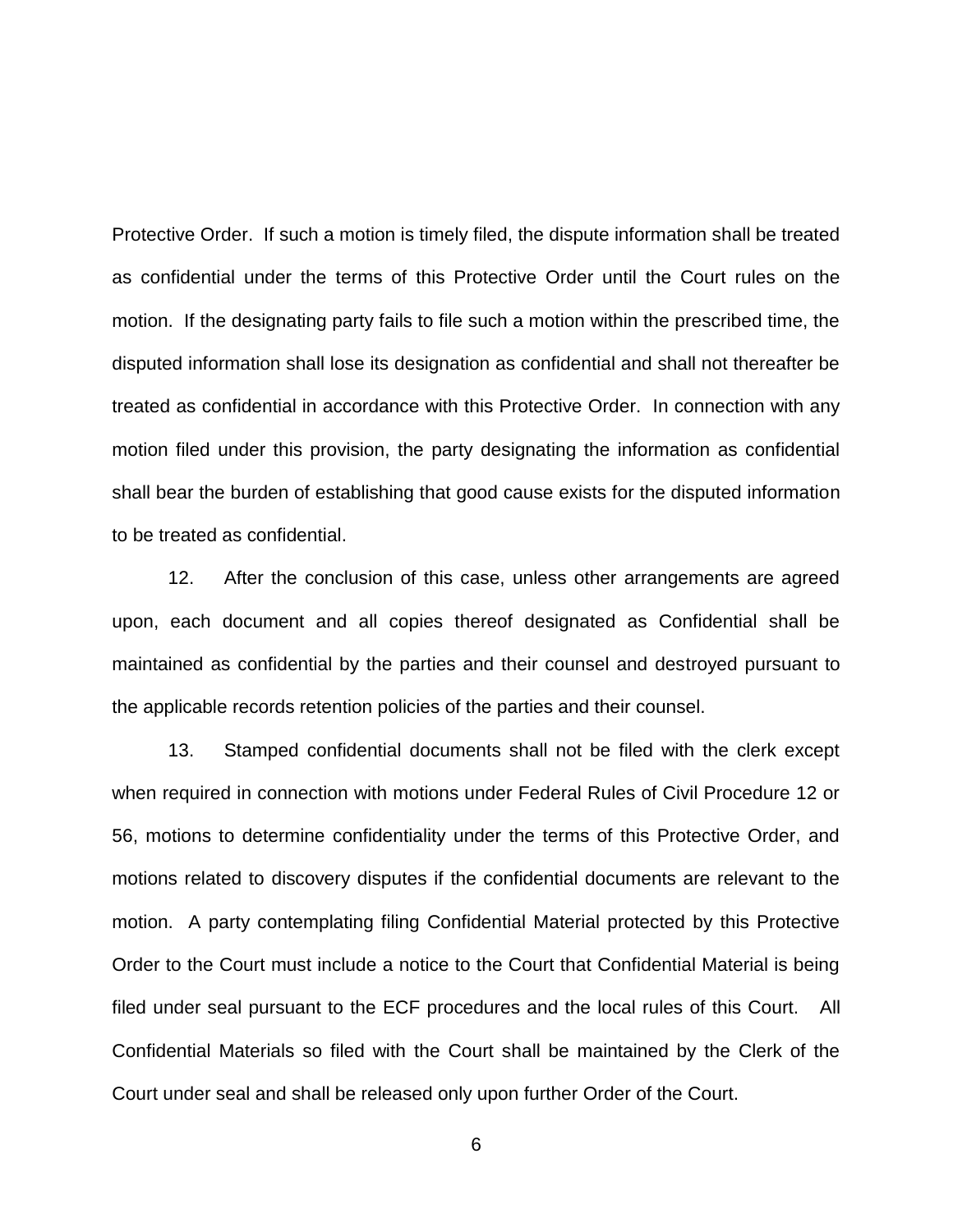Protective Order. If such a motion is timely filed, the dispute information shall be treated as confidential under the terms of this Protective Order until the Court rules on the motion. If the designating party fails to file such a motion within the prescribed time, the disputed information shall lose its designation as confidential and shall not thereafter be treated as confidential in accordance with this Protective Order. In connection with any motion filed under this provision, the party designating the information as confidential shall bear the burden of establishing that good cause exists for the disputed information to be treated as confidential.

12. After the conclusion of this case, unless other arrangements are agreed upon, each document and all copies thereof designated as Confidential shall be maintained as confidential by the parties and their counsel and destroyed pursuant to the applicable records retention policies of the parties and their counsel.

13. Stamped confidential documents shall not be filed with the clerk except when required in connection with motions under Federal Rules of Civil Procedure 12 or 56, motions to determine confidentiality under the terms of this Protective Order, and motions related to discovery disputes if the confidential documents are relevant to the motion. A party contemplating filing Confidential Material protected by this Protective Order to the Court must include a notice to the Court that Confidential Material is being filed under seal pursuant to the ECF procedures and the local rules of this Court. All Confidential Materials so filed with the Court shall be maintained by the Clerk of the Court under seal and shall be released only upon further Order of the Court.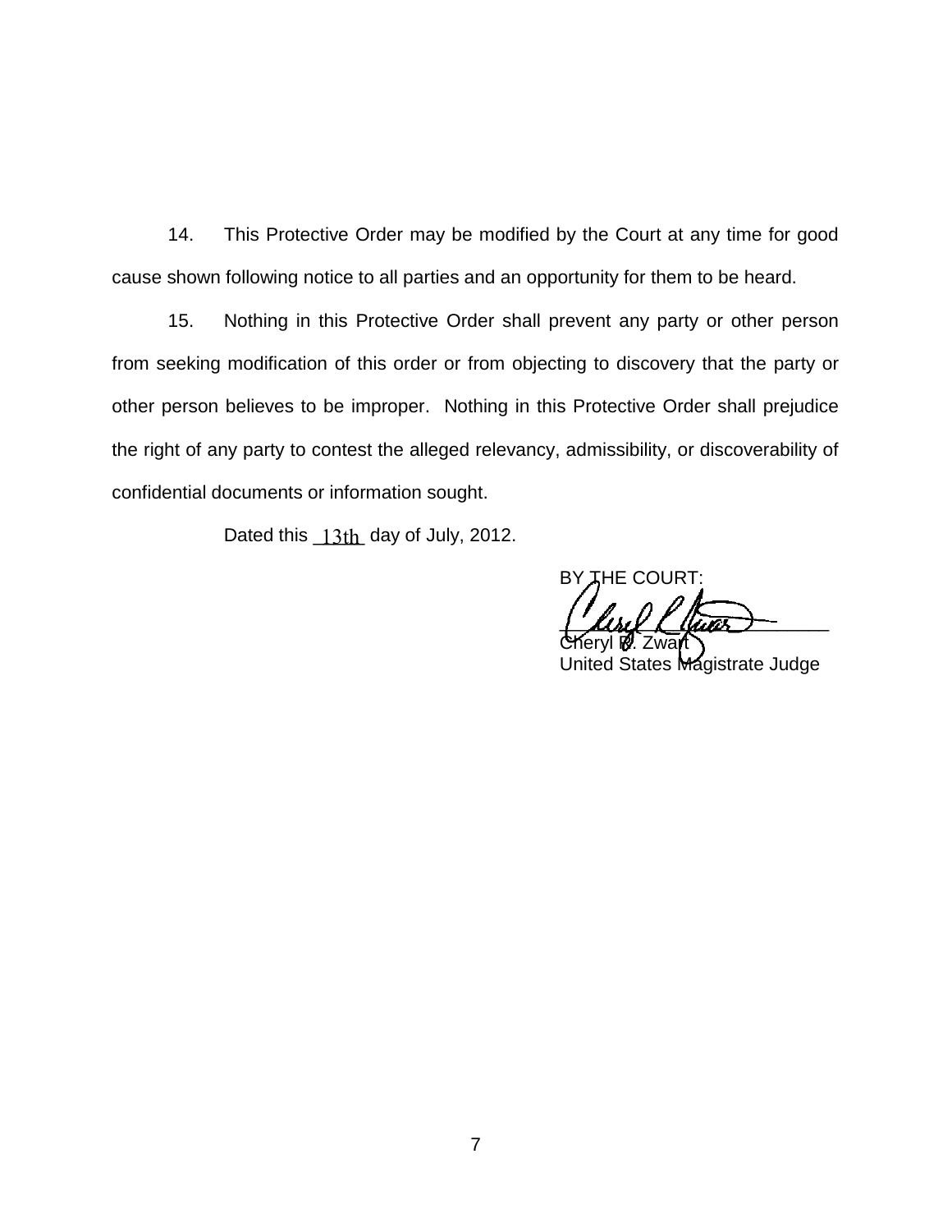14. This Protective Order may be modified by the Court at any time for good cause shown following notice to all parties and an opportunity for them to be heard.

15. Nothing in this Protective Order shall prevent any party or other person from seeking modification of this order or from objecting to discovery that the party or other person believes to be improper. Nothing in this Protective Order shall prejudice the right of any party to contest the alleged relevancy, admissibility, or discoverability of confidential documents or information sought.

Dated this 13th day of July, 2012.

BY THE COURT:

Cheryl R. Zwart
United States Magistrate Judge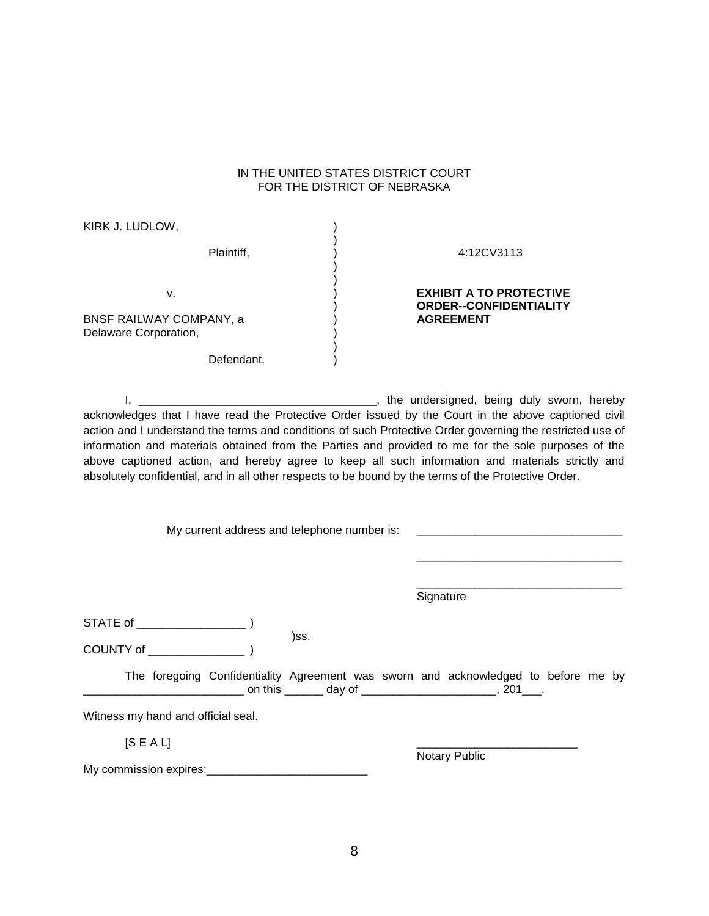IN THE UNITED STATES DISTRICT COURT
FOR THE DISTRICT OF NEBRASKA

| | | |
|---|---|---|
| KIRK J. LUDLOW, | ) | |
| | ) | |
| Plaintiff, | ) | 4:12CV3113 |
| | ) | |
| | ) | |
| v. | ) | **EXHIBIT A TO PROTECTIVE ORDER--CONFIDENTIALITY AGREEMENT** |
| | ) | |
| BNSF RAILWAY COMPANY, a Delaware Corporation, | ) | |
| | ) | |
| Defendant. | ) | |

I, ______________________________________, the undersigned, being duly sworn, hereby acknowledges that I have read the Protective Order issued by the Court in the above captioned civil action and I understand the terms and conditions of such Protective Order governing the restricted use of information and materials obtained from the Parties and provided to me for the sole purposes of the above captioned action, and hereby agree to keep all such information and materials strictly and absolutely confidential, and in all other respects to be bound by the terms of the Protective Order.

My current address and telephone number is: ________________________________

________________________________

________________________________
Signature

STATE of _________________ )
)ss.
COUNTY of _______________ )

The foregoing Confidentiality Agreement was sworn and acknowledged to before me by _________________________ on this ______ day of _____________________, 201___.

Witness my hand and official seal.

[S E A L]

_________________________
Notary Public

My commission expires:_________________________